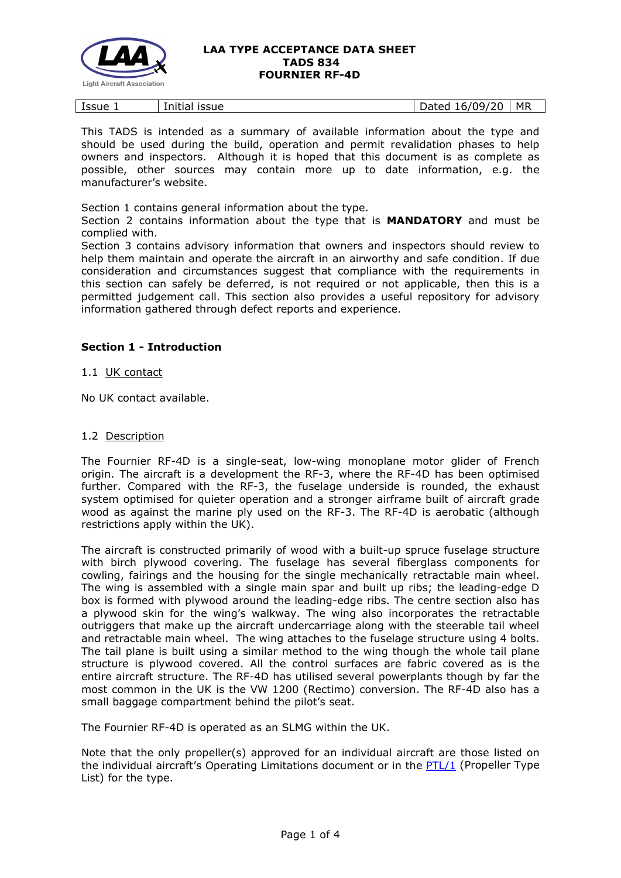# LAA TYPE ACCEPTANCE DATA SHEET
# TADS 834
# FOURNIER RF-4D

| Issue 1 | Initial issue | Dated 16/09/20 | MR |
|---|---|---|---|

This TADS is intended as a summary of available information about the type and should be used during the build, operation and permit revalidation phases to help owners and inspectors. Although it is hoped that this document is as complete as possible, other sources may contain more up to date information, e.g. the manufacturer's website.

Section 1 contains general information about the type.
Section 2 contains information about the type that is **MANDATORY** and must be complied with.
Section 3 contains advisory information that owners and inspectors should review to help them maintain and operate the aircraft in an airworthy and safe condition. If due consideration and circumstances suggest that compliance with the requirements in this section can safely be deferred, is not required or not applicable, then this is a permitted judgement call. This section also provides a useful repository for advisory information gathered through defect reports and experience.

## Section 1 - Introduction

1.1 UK contact

No UK contact available.

1.2 Description

The Fournier RF-4D is a single-seat, low-wing monoplane motor glider of French origin. The aircraft is a development the RF-3, where the RF-4D has been optimised further. Compared with the RF-3, the fuselage underside is rounded, the exhaust system optimised for quieter operation and a stronger airframe built of aircraft grade wood as against the marine ply used on the RF-3. The RF-4D is aerobatic (although restrictions apply within the UK).

The aircraft is constructed primarily of wood with a built-up spruce fuselage structure with birch plywood covering. The fuselage has several fiberglass components for cowling, fairings and the housing for the single mechanically retractable main wheel. The wing is assembled with a single main spar and built up ribs; the leading-edge D box is formed with plywood around the leading-edge ribs. The centre section also has a plywood skin for the wing's walkway. The wing also incorporates the retractable outriggers that make up the aircraft undercarriage along with the steerable tail wheel and retractable main wheel. The wing attaches to the fuselage structure using 4 bolts. The tail plane is built using a similar method to the wing though the whole tail plane structure is plywood covered. All the control surfaces are fabric covered as is the entire aircraft structure. The RF-4D has utilised several powerplants though by far the most common in the UK is the VW 1200 (Rectimo) conversion. The RF-4D also has a small baggage compartment behind the pilot's seat.

The Fournier RF-4D is operated as an SLMG within the UK.

Note that the only propeller(s) approved for an individual aircraft are those listed on the individual aircraft's Operating Limitations document or in the PTL/1 (Propeller Type List) for the type.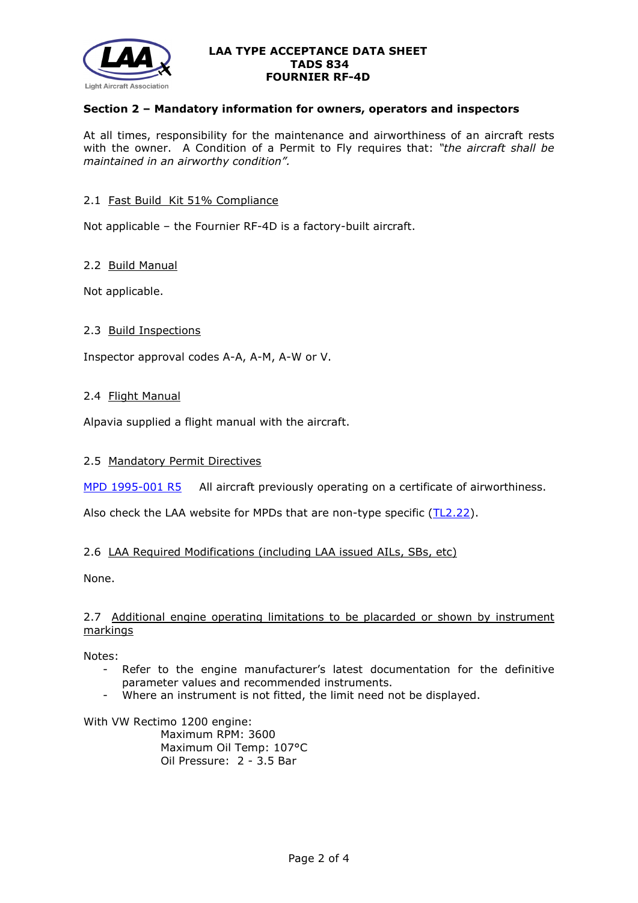## Section 2 – Mandatory information for owners, operators and inspectors

At all times, responsibility for the maintenance and airworthiness of an aircraft rests with the owner. A Condition of a Permit to Fly requires that: *"the aircraft shall be maintained in an airworthy condition".*

### 2.1 Fast Build Kit 51% Compliance

Not applicable – the Fournier RF-4D is a factory-built aircraft.

### 2.2 Build Manual

Not applicable.

### 2.3 Build Inspections

Inspector approval codes A-A, A-M, A-W or V.

### 2.4 Flight Manual

Alpavia supplied a flight manual with the aircraft.

### 2.5 Mandatory Permit Directives

MPD 1995-001 R5 All aircraft previously operating on a certificate of airworthiness.

Also check the LAA website for MPDs that are non-type specific (TL2.22).

### 2.6 LAA Required Modifications (including LAA issued AILs, SBs, etc)

None.

### 2.7 Additional engine operating limitations to be placarded or shown by instrument markings

Notes:

- Refer to the engine manufacturer's latest documentation for the definitive parameter values and recommended instruments.
- Where an instrument is not fitted, the limit need not be displayed.

With VW Rectimo 1200 engine:

Maximum RPM: 3600
Maximum Oil Temp: 107°C
Oil Pressure: 2 - 3.5 Bar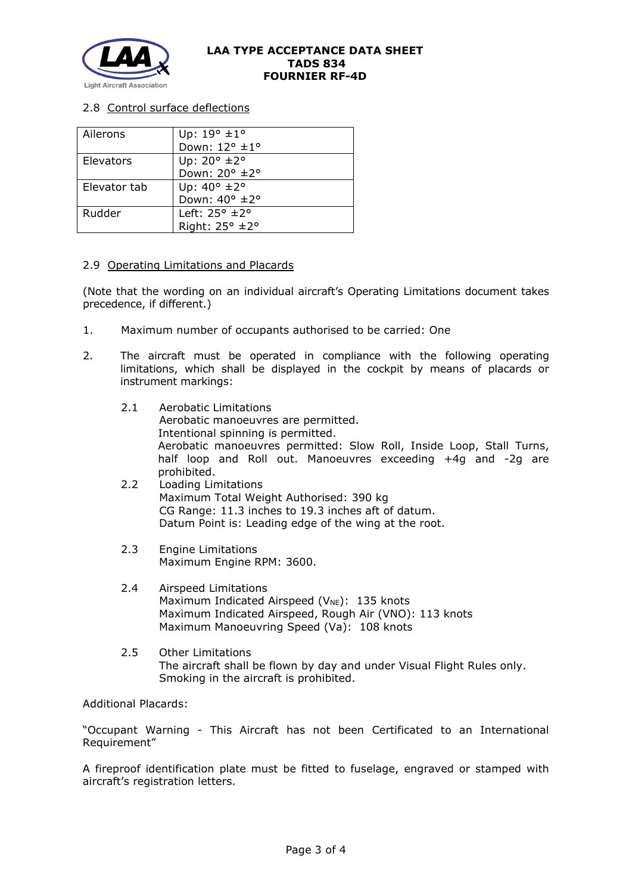### 2.8 Control surface deflections

| | |
|---|---|
| Ailerons | Up: 19° ±1°<br>Down: 12° ±1° |
| Elevators | Up: 20° ±2°<br>Down: 20° ±2° |
| Elevator tab | Up: 40° ±2°<br>Down: 40° ±2° |
| Rudder | Left: 25° ±2°<br>Right: 25° ±2° |

### 2.9 Operating Limitations and Placards

(Note that the wording on an individual aircraft's Operating Limitations document takes precedence, if different.)

1. Maximum number of occupants authorised to be carried: One

2. The aircraft must be operated in compliance with the following operating limitations, which shall be displayed in the cockpit by means of placards or instrument markings:

    2.1 Aerobatic Limitations
    Aerobatic manoeuvres are permitted.
    Intentional spinning is permitted.
    Aerobatic manoeuvres permitted: Slow Roll, Inside Loop, Stall Turns, half loop and Roll out. Manoeuvres exceeding +4g and -2g are prohibited.

    2.2 Loading Limitations
    Maximum Total Weight Authorised: 390 kg
    CG Range: 11.3 inches to 19.3 inches aft of datum.
    Datum Point is: Leading edge of the wing at the root.

    2.3 Engine Limitations
    Maximum Engine RPM: 3600.

    2.4 Airspeed Limitations
    Maximum Indicated Airspeed ($V_{NE}$): 135 knots
    Maximum Indicated Airspeed, Rough Air (VNO): 113 knots
    Maximum Manoeuvring Speed (Va): 108 knots

    2.5 Other Limitations
    The aircraft shall be flown by day and under Visual Flight Rules only.
    Smoking in the aircraft is prohibited.

Additional Placards:

"Occupant Warning - This Aircraft has not been Certificated to an International Requirement"

A fireproof identification plate must be fitted to fuselage, engraved or stamped with aircraft's registration letters.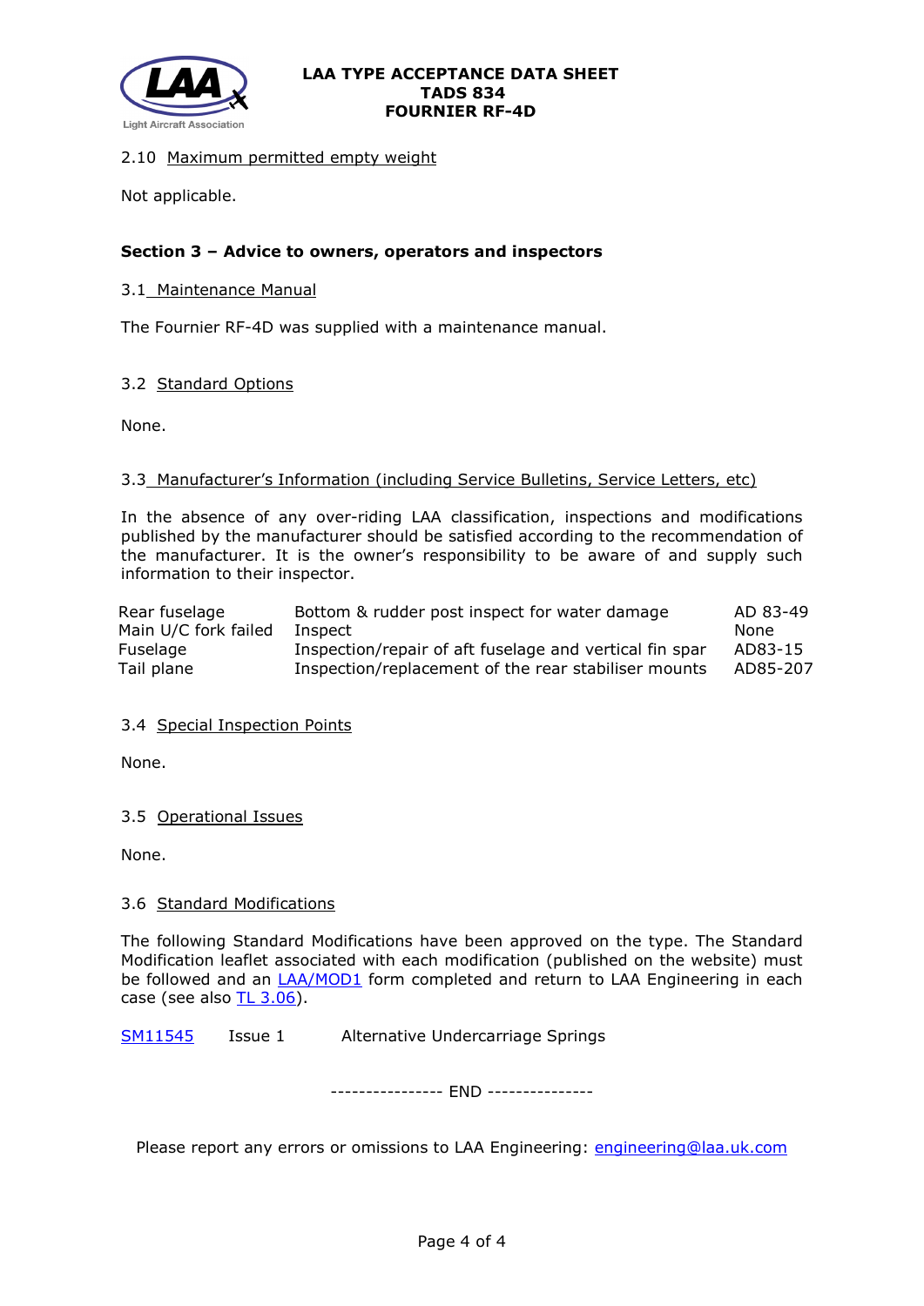LAA TYPE ACCEPTANCE DATA SHEET
TADS 834
FOURNIER RF-4D

2.10 Maximum permitted empty weight

Not applicable.

**Section 3 – Advice to owners, operators and inspectors**

3.1 Maintenance Manual

The Fournier RF-4D was supplied with a maintenance manual.

3.2 Standard Options

None.

3.3 Manufacturer's Information (including Service Bulletins, Service Letters, etc)

In the absence of any over-riding LAA classification, inspections and modifications published by the manufacturer should be satisfied according to the recommendation of the manufacturer. It is the owner's responsibility to be aware of and supply such information to their inspector.

| | | |
|---|---|---|
| Rear fuselage | Bottom & rudder post inspect for water damage | AD 83-49 |
| Main U/C fork failed | Inspect | None |
| Fuselage | Inspection/repair of aft fuselage and vertical fin spar | AD83-15 |
| Tail plane | Inspection/replacement of the rear stabiliser mounts | AD85-207 |

3.4 Special Inspection Points

None.

3.5 Operational Issues

None.

3.6 Standard Modifications

The following Standard Modifications have been approved on the type. The Standard Modification leaflet associated with each modification (published on the website) must be followed and an LAA/MOD1 form completed and return to LAA Engineering in each case (see also TL 3.06).

SM11545 Issue 1 Alternative Undercarriage Springs

---------------- END ---------------

Please report any errors or omissions to LAA Engineering: engineering@laa.uk.com